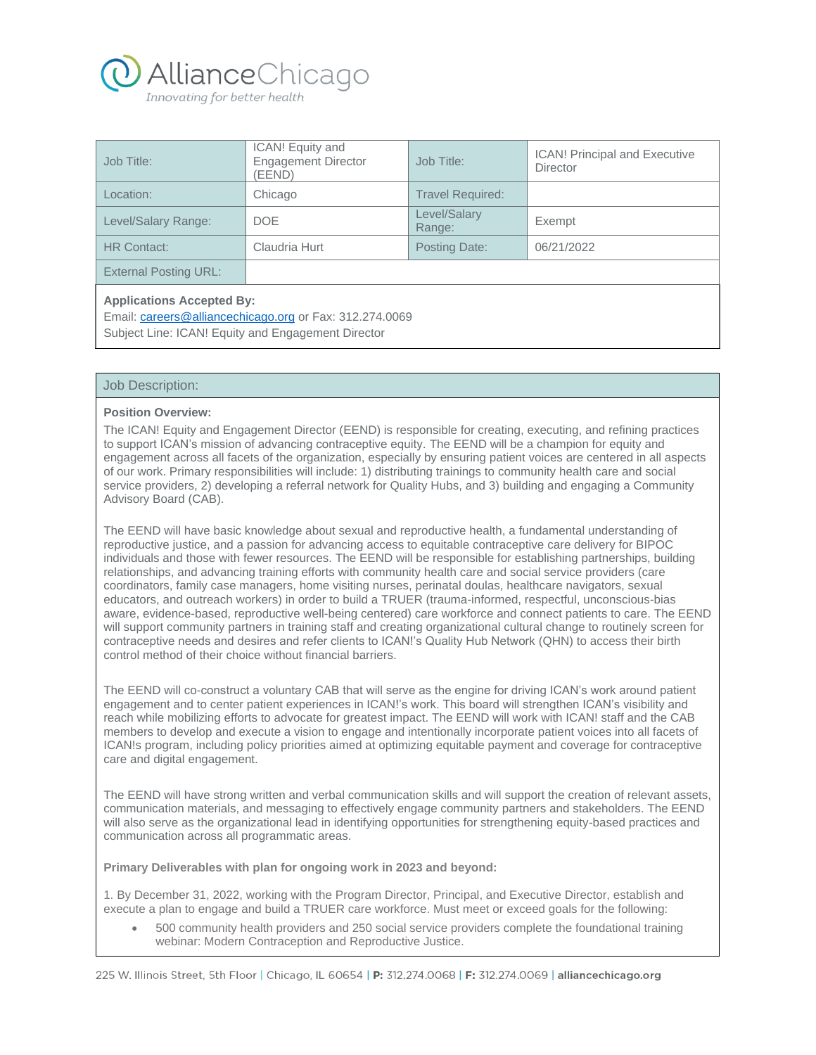AllianceChicago
*Innovating for better health*

| Job Title: | ICAN! Equity and Engagement Director (EEND) | Job Title: | ICAN! Principal and Executive Director |
|---|---|---|---|
| Location: | Chicago | Travel Required: | |
| Level/Salary Range: | DOE | Level/Salary Range: | Exempt |
| HR Contact: | Claudria Hurt | Posting Date: | 06/21/2022 |
| External Posting URL: | | | |

**Applications Accepted By:**
Email: careers@alliancechicago.org or Fax: 312.274.0069
Subject Line: ICAN! Equity and Engagement Director

## Job Description:

**Position Overview:**

The ICAN! Equity and Engagement Director (EEND) is responsible for creating, executing, and refining practices to support ICAN's mission of advancing contraceptive equity. The EEND will be a champion for equity and engagement across all facets of the organization, especially by ensuring patient voices are centered in all aspects of our work. Primary responsibilities will include: 1) distributing trainings to community health care and social service providers, 2) developing a referral network for Quality Hubs, and 3) building and engaging a Community Advisory Board (CAB).

The EEND will have basic knowledge about sexual and reproductive health, a fundamental understanding of reproductive justice, and a passion for advancing access to equitable contraceptive care delivery for BIPOC individuals and those with fewer resources. The EEND will be responsible for establishing partnerships, building relationships, and advancing training efforts with community health care and social service providers (care coordinators, family case managers, home visiting nurses, perinatal doulas, healthcare navigators, sexual educators, and outreach workers) in order to build a TRUER (trauma-informed, respectful, unconscious-bias aware, evidence-based, reproductive well-being centered) care workforce and connect patients to care. The EEND will support community partners in training staff and creating organizational cultural change to routinely screen for contraceptive needs and desires and refer clients to ICAN!'s Quality Hub Network (QHN) to access their birth control method of their choice without financial barriers.

The EEND will co-construct a voluntary CAB that will serve as the engine for driving ICAN's work around patient engagement and to center patient experiences in ICAN!'s work. This board will strengthen ICAN's visibility and reach while mobilizing efforts to advocate for greatest impact. The EEND will work with ICAN! staff and the CAB members to develop and execute a vision to engage and intentionally incorporate patient voices into all facets of ICAN!s program, including policy priorities aimed at optimizing equitable payment and coverage for contraceptive care and digital engagement.

The EEND will have strong written and verbal communication skills and will support the creation of relevant assets, communication materials, and messaging to effectively engage community partners and stakeholders. The EEND will also serve as the organizational lead in identifying opportunities for strengthening equity-based practices and communication across all programmatic areas.

**Primary Deliverables with plan for ongoing work in 2023 and beyond:**

1. By December 31, 2022, working with the Program Director, Principal, and Executive Director, establish and execute a plan to engage and build a TRUER care workforce. Must meet or exceed goals for the following:

- 500 community health providers and 250 social service providers complete the foundational training webinar: Modern Contraception and Reproductive Justice.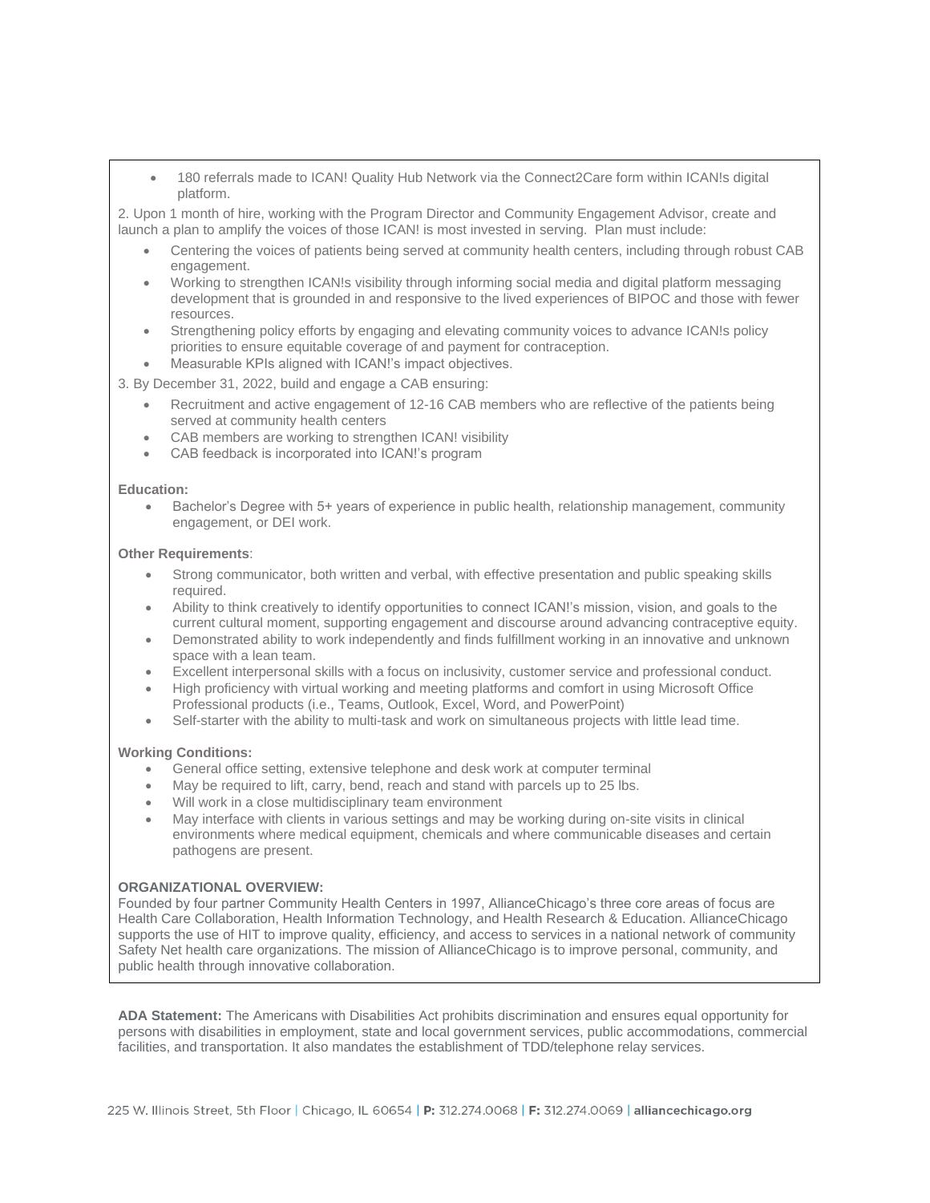- 180 referrals made to ICAN! Quality Hub Network via the Connect2Care form within ICAN!s digital platform.

2. Upon 1 month of hire, working with the Program Director and Community Engagement Advisor, create and launch a plan to amplify the voices of those ICAN! is most invested in serving. Plan must include:

- Centering the voices of patients being served at community health centers, including through robust CAB engagement.
- Working to strengthen ICAN!s visibility through informing social media and digital platform messaging development that is grounded in and responsive to the lived experiences of BIPOC and those with fewer resources.
- Strengthening policy efforts by engaging and elevating community voices to advance ICAN!s policy priorities to ensure equitable coverage of and payment for contraception.
- Measurable KPIs aligned with ICAN!'s impact objectives.

3. By December 31, 2022, build and engage a CAB ensuring:

- Recruitment and active engagement of 12-16 CAB members who are reflective of the patients being served at community health centers
- CAB members are working to strengthen ICAN! visibility
- CAB feedback is incorporated into ICAN!'s program

**Education:**

- Bachelor's Degree with 5+ years of experience in public health, relationship management, community engagement, or DEI work.

**Other Requirements**:

- Strong communicator, both written and verbal, with effective presentation and public speaking skills required.
- Ability to think creatively to identify opportunities to connect ICAN!'s mission, vision, and goals to the current cultural moment, supporting engagement and discourse around advancing contraceptive equity.
- Demonstrated ability to work independently and finds fulfillment working in an innovative and unknown space with a lean team.
- Excellent interpersonal skills with a focus on inclusivity, customer service and professional conduct.
- High proficiency with virtual working and meeting platforms and comfort in using Microsoft Office Professional products (i.e., Teams, Outlook, Excel, Word, and PowerPoint)
- Self-starter with the ability to multi-task and work on simultaneous projects with little lead time.

**Working Conditions:**

- General office setting, extensive telephone and desk work at computer terminal
- May be required to lift, carry, bend, reach and stand with parcels up to 25 lbs.
- Will work in a close multidisciplinary team environment
- May interface with clients in various settings and may be working during on-site visits in clinical environments where medical equipment, chemicals and where communicable diseases and certain pathogens are present.

**ORGANIZATIONAL OVERVIEW:**

Founded by four partner Community Health Centers in 1997, AllianceChicago's three core areas of focus are Health Care Collaboration, Health Information Technology, and Health Research & Education. AllianceChicago supports the use of HIT to improve quality, efficiency, and access to services in a national network of community Safety Net health care organizations. The mission of AllianceChicago is to improve personal, community, and public health through innovative collaboration.

**ADA Statement:** The Americans with Disabilities Act prohibits discrimination and ensures equal opportunity for persons with disabilities in employment, state and local government services, public accommodations, commercial facilities, and transportation. It also mandates the establishment of TDD/telephone relay services.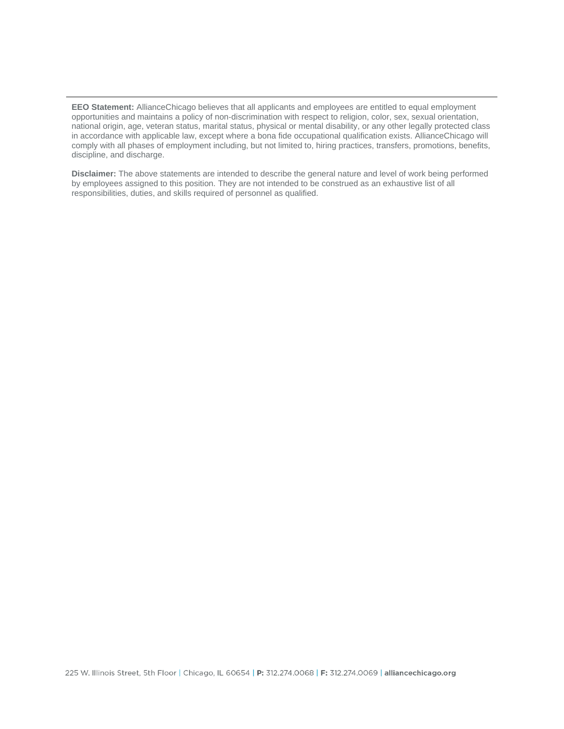**EEO Statement:** AllianceChicago believes that all applicants and employees are entitled to equal employment opportunities and maintains a policy of non-discrimination with respect to religion, color, sex, sexual orientation, national origin, age, veteran status, marital status, physical or mental disability, or any other legally protected class in accordance with applicable law, except where a bona fide occupational qualification exists. AllianceChicago will comply with all phases of employment including, but not limited to, hiring practices, transfers, promotions, benefits, discipline, and discharge.

**Disclaimer:** The above statements are intended to describe the general nature and level of work being performed by employees assigned to this position. They are not intended to be construed as an exhaustive list of all responsibilities, duties, and skills required of personnel as qualified.